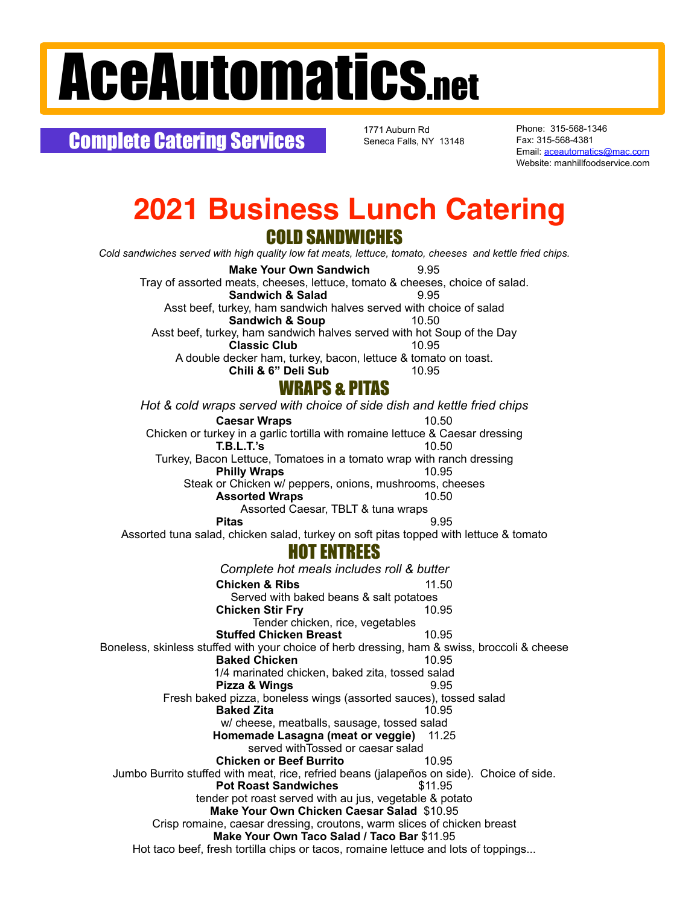# AceAutomatics.net

**Complete Catering Services**

1771 Auburn Rd
Seneca Falls, NY 13148

Phone: 315-568-1346
Fax: 315-568-4381
Email: aceautomatics@mac.com
Website: manhillfoodservice.com

# 2021 Business Lunch Catering

## COLD SANDWICHES

*Cold sandwiches served with high quality low fat meats, lettuce, tomato, cheeses and kettle fried chips.*

**Make Your Own Sandwich** 9.95
Tray of assorted meats, cheeses, lettuce, tomato & cheeses, choice of salad.

**Sandwich & Salad** 9.95
Asst beef, turkey, ham sandwich halves served with choice of salad

**Sandwich & Soup** 10.50
Asst beef, turkey, ham sandwich halves served with hot Soup of the Day

**Classic Club** 10.95
A double decker ham, turkey, bacon, lettuce & tomato on toast.

**Chili & 6" Deli Sub** 10.95

## WRAPS & PITAS

*Hot & cold wraps served with choice of side dish and kettle fried chips*

**Caesar Wraps** 10.50
Chicken or turkey in a garlic tortilla with romaine lettuce & Caesar dressing

**T.B.L.T.'s** 10.50
Turkey, Bacon Lettuce, Tomatoes in a tomato wrap with ranch dressing

**Philly Wraps** 10.95
Steak or Chicken w/ peppers, onions, mushrooms, cheeses

**Assorted Wraps** 10.50
Assorted Caesar, TBLT & tuna wraps

**Pitas** 9.95
Assorted tuna salad, chicken salad, turkey on soft pitas topped with lettuce & tomato

## HOT ENTREES

*Complete hot meals includes roll & butter*

**Chicken & Ribs** 11.50
Served with baked beans & salt potatoes

**Chicken Stir Fry** 10.95
Tender chicken, rice, vegetables

**Stuffed Chicken Breast** 10.95
Boneless, skinless stuffed with your choice of herb dressing, ham & swiss, broccoli & cheese

**Baked Chicken** 10.95
1/4 marinated chicken, baked zita, tossed salad

**Pizza & Wings** 9.95
Fresh baked pizza, boneless wings (assorted sauces), tossed salad

**Baked Zita** 10.95
w/ cheese, meatballs, sausage, tossed salad

**Homemade Lasagna (meat or veggie)** 11.25
served withTossed or caesar salad

**Chicken or Beef Burrito** 10.95
Jumbo Burrito stuffed with meat, rice, refried beans (jalapeños on side). Choice of side.

**Pot Roast Sandwiches** $11.95
tender pot roast served with au jus, vegetable & potato

**Make Your Own Chicken Caesar Salad** $10.95
Crisp romaine, caesar dressing, croutons, warm slices of chicken breast

**Make Your Own Taco Salad / Taco Bar** $11.95
Hot taco beef, fresh tortilla chips or tacos, romaine lettuce and lots of toppings...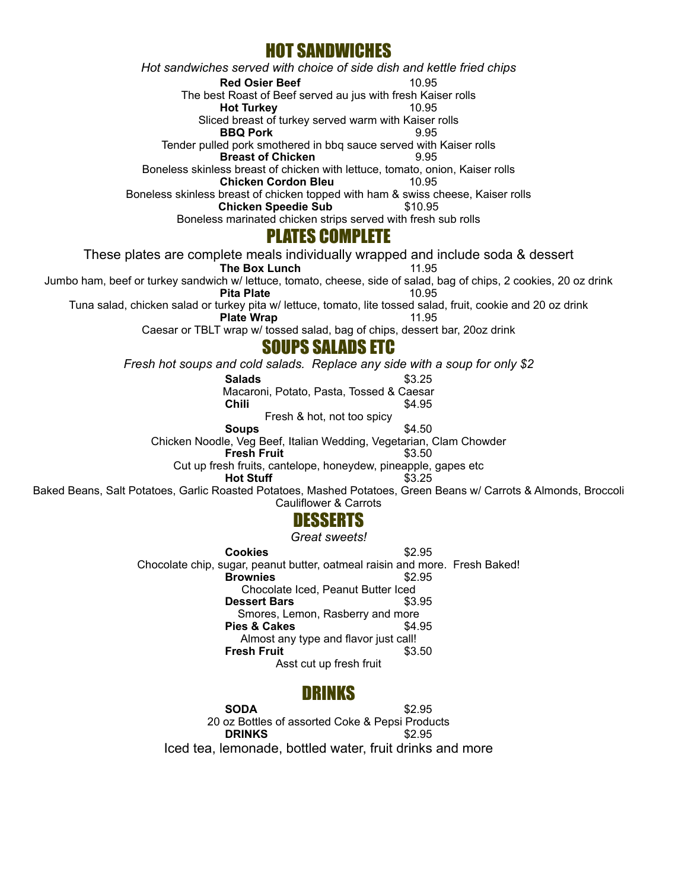# HOT SANDWICHES

*Hot sandwiches served with choice of side dish and kettle fried chips*

**Red Osier Beef** 10.95

The best Roast of Beef served au jus with fresh Kaiser rolls

**Hot Turkey** 10.95

Sliced breast of turkey served warm with Kaiser rolls

**BBQ Pork** 9.95

Tender pulled pork smothered in bbq sauce served with Kaiser rolls

**Breast of Chicken** 9.95

Boneless skinless breast of chicken with lettuce, tomato, onion, Kaiser rolls

**Chicken Cordon Bleu** 10.95

Boneless skinless breast of chicken topped with ham & swiss cheese, Kaiser rolls

**Chicken Speedie Sub** $10.95

Boneless marinated chicken strips served with fresh sub rolls

# PLATES COMPLETE

These plates are complete meals individually wrapped and include soda & dessert

**The Box Lunch** 11.95

Jumbo ham, beef or turkey sandwich w/ lettuce, tomato, cheese, side of salad, bag of chips, 2 cookies, 20 oz drink

**Pita Plate** 10.95

Tuna salad, chicken salad or turkey pita w/ lettuce, tomato, lite tossed salad, fruit, cookie and 20 oz drink

**Plate Wrap** 11.95

Caesar or TBLT wrap w/ tossed salad, bag of chips, dessert bar, 20oz drink

# SOUPS SALADS ETC

*Fresh hot soups and cold salads. Replace any side with a soup for only $2*

**Salads** $3.25

Macaroni, Potato, Pasta, Tossed & Caesar

**Chili** $4.95

Fresh & hot, not too spicy

**Soups** $4.50

Chicken Noodle, Veg Beef, Italian Wedding, Vegetarian, Clam Chowder

**Fresh Fruit** $3.50

Cut up fresh fruits, cantelope, honeydew, pineapple, gapes etc

**Hot Stuff** $3.25

Baked Beans, Salt Potatoes, Garlic Roasted Potatoes, Mashed Potatoes, Green Beans w/ Carrots & Almonds, Broccoli Cauliflower & Carrots

# DESSERTS

*Great sweets!*

**Cookies** $2.95

Chocolate chip, sugar, peanut butter, oatmeal raisin and more. Fresh Baked!

**Brownies** $2.95

Chocolate Iced, Peanut Butter Iced

**Dessert Bars** $3.95

Smores, Lemon, Rasberry and more

**Pies & Cakes** $4.95

Almost any type and flavor just call!

**Fresh Fruit** $3.50

Asst cut up fresh fruit

# DRINKS

**SODA** $2.95

20 oz Bottles of assorted Coke & Pepsi Products

**DRINKS** $2.95

Iced tea, lemonade, bottled water, fruit drinks and more